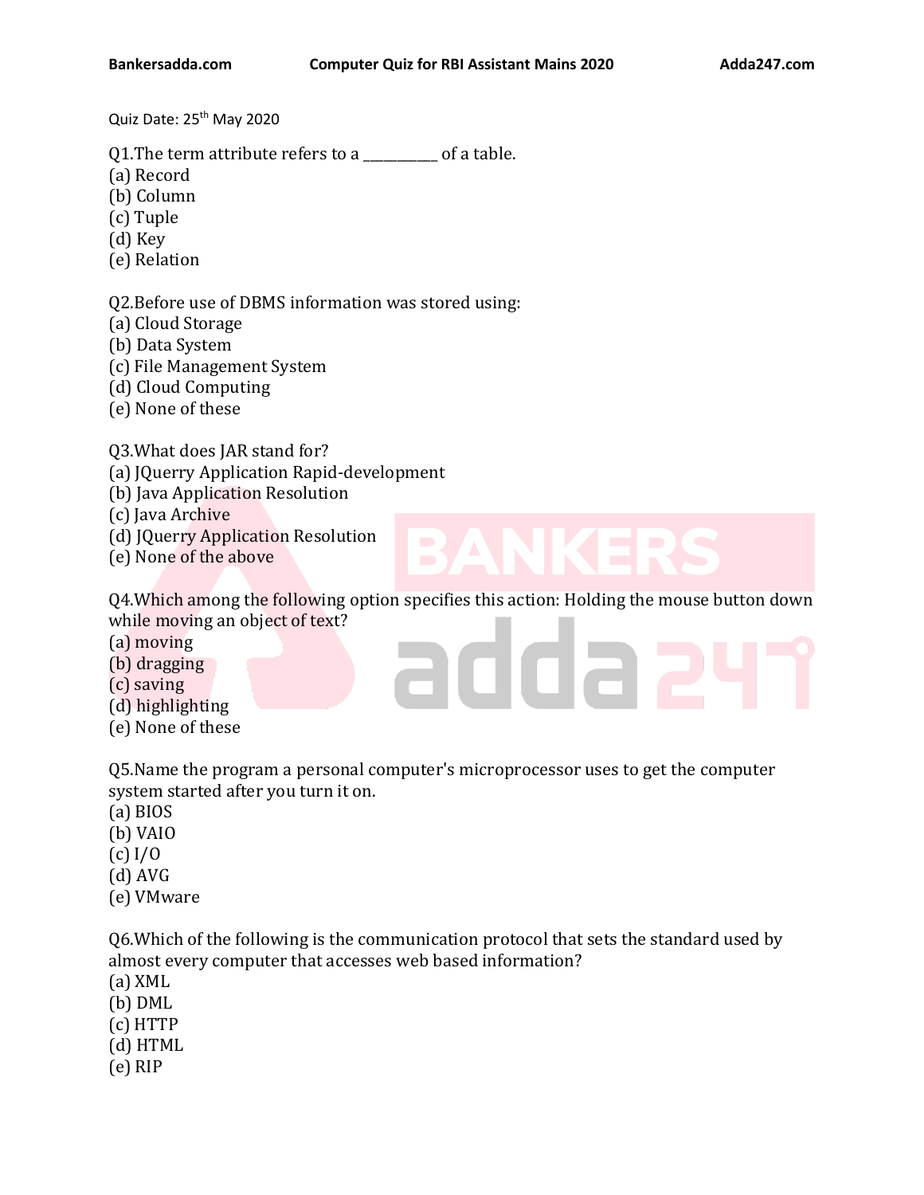Quiz Date: 25th May 2020

Q1.The term attribute refers to a __________ of a table.
(a) Record
(b) Column
(c) Tuple
(d) Key
(e) Relation

Q2.Before use of DBMS information was stored using:
(a) Cloud Storage
(b) Data System
(c) File Management System
(d) Cloud Computing
(e) None of these

Q3.What does JAR stand for?
(a) JQuerry Application Rapid-development
(b) Java Application Resolution
(c) Java Archive
(d) JQuerry Application Resolution
(e) None of the above

Q4.Which among the following option specifies this action: Holding the mouse button down while moving an object of text?
(a) moving
(b) dragging
(c) saving
(d) highlighting
(e) None of these

Q5.Name the program a personal computer's microprocessor uses to get the computer system started after you turn it on.
(a) BIOS
(b) VAIO
(c) I/O
(d) AVG
(e) VMware

Q6.Which of the following is the communication protocol that sets the standard used by almost every computer that accesses web based information?
(a) XML
(b) DML
(c) HTTP
(d) HTML
(e) RIP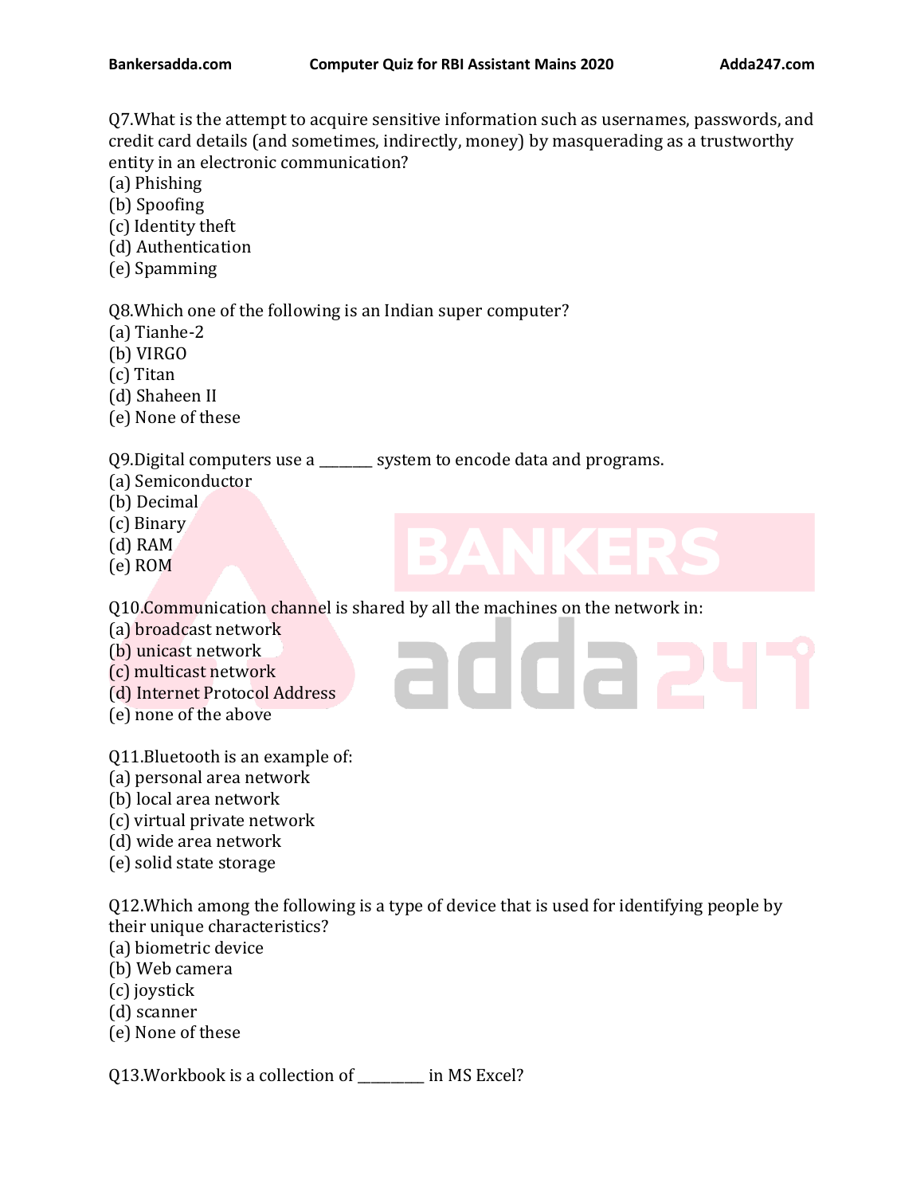Q7.What is the attempt to acquire sensitive information such as usernames, passwords, and credit card details (and sometimes, indirectly, money) by masquerading as a trustworthy entity in an electronic communication?

(a) Phishing
(b) Spoofing
(c) Identity theft
(d) Authentication
(e) Spamming

Q8.Which one of the following is an Indian super computer?

(a) Tianhe-2
(b) VIRGO
(c) Titan
(d) Shaheen II
(e) None of these

Q9.Digital computers use a _______ system to encode data and programs.

(a) Semiconductor
(b) Decimal
(c) Binary
(d) RAM
(e) ROM

Q10.Communication channel is shared by all the machines on the network in:

(a) broadcast network
(b) unicast network
(c) multicast network
(d) Internet Protocol Address
(e) none of the above

Q11.Bluetooth is an example of:

(a) personal area network
(b) local area network
(c) virtual private network
(d) wide area network
(e) solid state storage

Q12.Which among the following is a type of device that is used for identifying people by their unique characteristics?

(a) biometric device
(b) Web camera
(c) joystick
(d) scanner
(e) None of these

Q13.Workbook is a collection of _________ in MS Excel?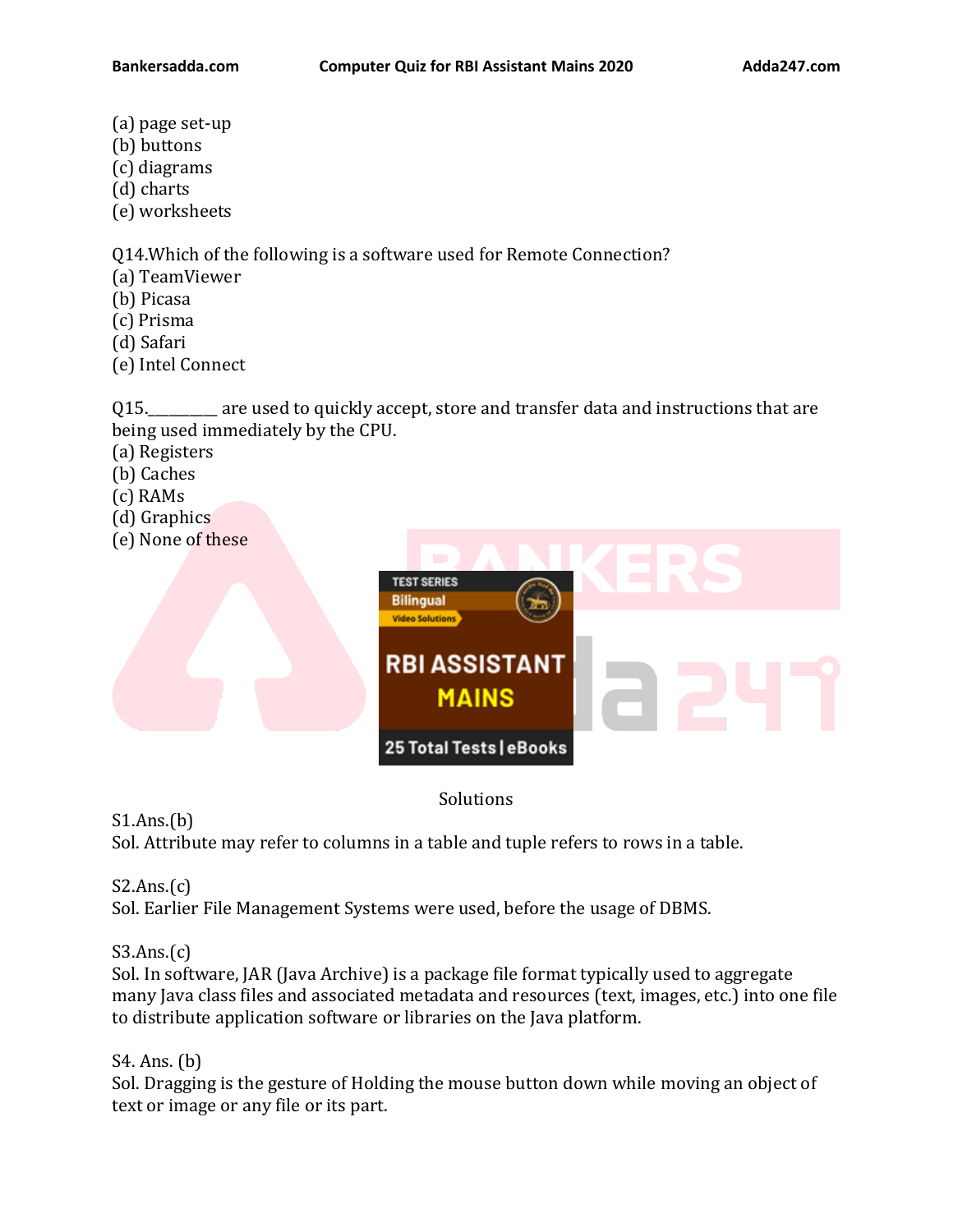(a) page set-up
(b) buttons
(c) diagrams
(d) charts
(e) worksheets

Q14.Which of the following is a software used for Remote Connection?
(a) TeamViewer
(b) Picasa
(c) Prisma
(d) Safari
(e) Intel Connect

Q15._________ are used to quickly accept, store and transfer data and instructions that are being used immediately by the CPU.
(a) Registers
(b) Caches
(c) RAMs
(d) Graphics
(e) None of these

## Solutions

S1.Ans.(b)
Sol. Attribute may refer to columns in a table and tuple refers to rows in a table.

S2.Ans.(c)
Sol. Earlier File Management Systems were used, before the usage of DBMS.

S3.Ans.(c)
Sol. In software, JAR (Java Archive) is a package file format typically used to aggregate many Java class files and associated metadata and resources (text, images, etc.) into one file to distribute application software or libraries on the Java platform.

S4. Ans. (b)
Sol. Dragging is the gesture of Holding the mouse button down while moving an object of text or image or any file or its part.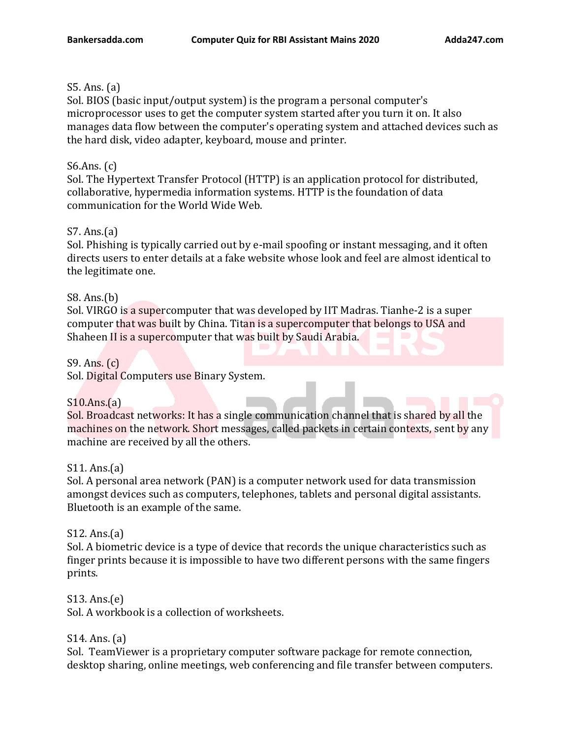S5. Ans. (a)
Sol. BIOS (basic input/output system) is the program a personal computer's microprocessor uses to get the computer system started after you turn it on. It also manages data flow between the computer's operating system and attached devices such as the hard disk, video adapter, keyboard, mouse and printer.

S6.Ans. (c)
Sol. The Hypertext Transfer Protocol (HTTP) is an application protocol for distributed, collaborative, hypermedia information systems. HTTP is the foundation of data communication for the World Wide Web.

S7. Ans.(a)
Sol. Phishing is typically carried out by e-mail spoofing or instant messaging, and it often directs users to enter details at a fake website whose look and feel are almost identical to the legitimate one.

S8. Ans.(b)
Sol. VIRGO is a supercomputer that was developed by IIT Madras. Tianhe-2 is a super computer that was built by China. Titan is a supercomputer that belongs to USA and Shaheen II is a supercomputer that was built by Saudi Arabia.

S9. Ans. (c)
Sol. Digital Computers use Binary System.

S10.Ans.(a)
Sol. Broadcast networks: It has a single communication channel that is shared by all the machines on the network. Short messages, called packets in certain contexts, sent by any machine are received by all the others.

S11. Ans.(a)
Sol. A personal area network (PAN) is a computer network used for data transmission amongst devices such as computers, telephones, tablets and personal digital assistants. Bluetooth is an example of the same.

S12. Ans.(a)
Sol. A biometric device is a type of device that records the unique characteristics such as finger prints because it is impossible to have two different persons with the same fingers prints.

S13. Ans.(e)
Sol. A workbook is a collection of worksheets.

S14. Ans. (a)
Sol. TeamViewer is a proprietary computer software package for remote connection, desktop sharing, online meetings, web conferencing and file transfer between computers.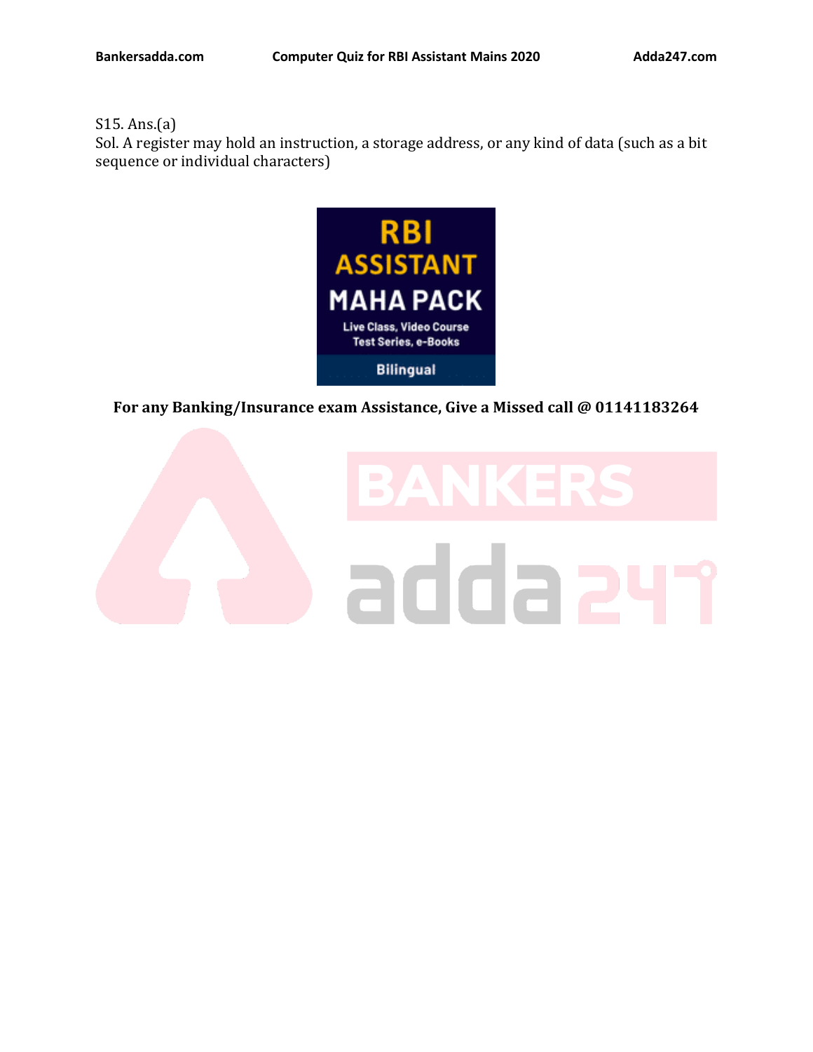S15. Ans.(a)
Sol. A register may hold an instruction, a storage address, or any kind of data (such as a bit sequence or individual characters)

**For any Banking/Insurance exam Assistance, Give a Missed call @ 01141183264**